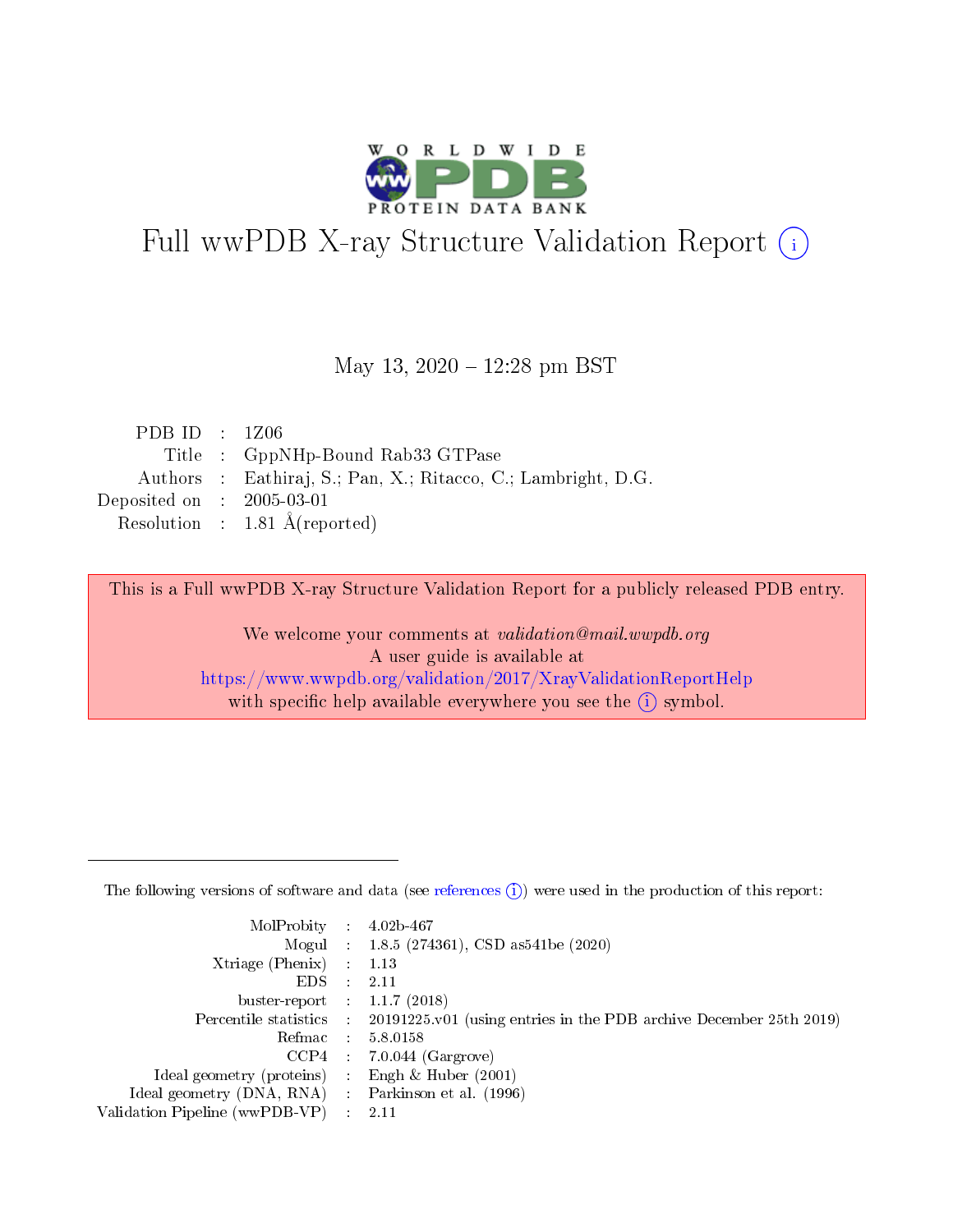# Full wwPDB X-ray Structure Validation Report (i)

May 13, 2020 – 12:28 pm BST

| | | |
|---|---|---|
| PDB ID | : | 1Z06 |
| Title | : | GppNHp-Bound Rab33 GTPase |
| Authors | : | Eathiraj, S.; Pan, X.; Ritacco, C.; Lambright, D.G. |
| Deposited on | : | 2005-03-01 |
| Resolution | : | 1.81 Å(reported) |

This is a Full wwPDB X-ray Structure Validation Report for a publicly released PDB entry.

We welcome your comments at *validation@mail.wwpdb.org*
A user guide is available at
https://www.wwpdb.org/validation/2017/XrayValidationReportHelp
with specific help available everywhere you see the (i) symbol.

---

The following versions of software and data (see references (i)) were used in the production of this report:

| | | |
|---|---|---|
| MolProbity | : | 4.02b-467 |
| Mogul | : | 1.8.5 (274361), CSD as541be (2020) |
| Xtriage (Phenix) | : | 1.13 |
| EDS | : | 2.11 |
| buster-report | : | 1.1.7 (2018) |
| Percentile statistics | : | 20191225.v01 (using entries in the PDB archive December 25th 2019) |
| Refmac | : | 5.8.0158 |
| CCP4 | : | 7.0.044 (Gargrove) |
| Ideal geometry (proteins) | : | Engh & Huber (2001) |
| Ideal geometry (DNA, RNA) | : | Parkinson et al. (1996) |
| Validation Pipeline (wwPDB-VP) | : | 2.11 |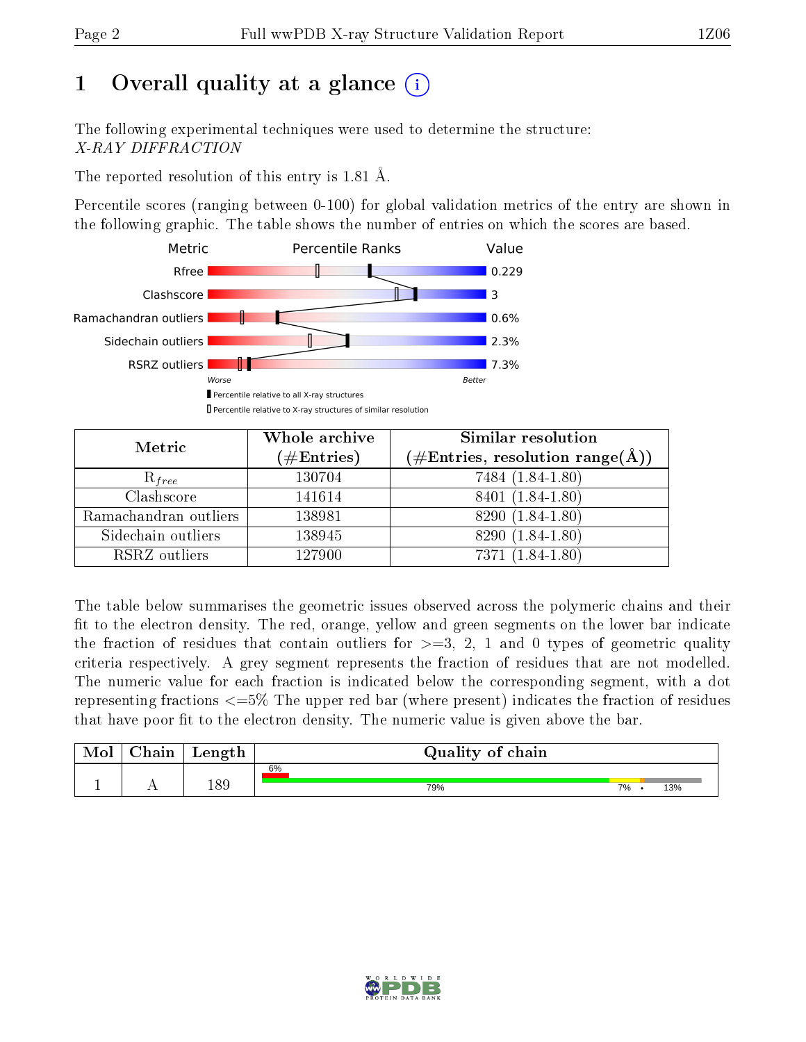# 1 Overall quality at a glance (i)

The following experimental techniques were used to determine the structure:
*X-RAY DIFFRACTION*

The reported resolution of this entry is 1.81 Å.

Percentile scores (ranging between 0-100) for global validation metrics of the entry are shown in the following graphic. The table shows the number of entries on which the scores are based.

| Metric | Value |
|---|---|
| Rfree | 0.229 |
| Clashscore | 3 |
| Ramachandran outliers | 0.6% |
| Sidechain outliers | 2.3% |
| RSRZ outliers | 7.3% |

| Metric | Whole archive (#Entries) | Similar resolution (#Entries, resolution range(Å)) |
|---|---|---|
| $R_{free}$ | 130704 | 7484 (1.84-1.80) |
| Clashscore | 141614 | 8401 (1.84-1.80) |
| Ramachandran outliers | 138981 | 8290 (1.84-1.80) |
| Sidechain outliers | 138945 | 8290 (1.84-1.80) |
| RSRZ outliers | 127900 | 7371 (1.84-1.80) |

The table below summarises the geometric issues observed across the polymeric chains and their fit to the electron density. The red, orange, yellow and green segments on the lower bar indicate the fraction of residues that contain outliers for >=3, 2, 1 and 0 types of geometric quality criteria respectively. A grey segment represents the fraction of residues that are not modelled. The numeric value for each fraction is indicated below the corresponding segment, with a dot representing fractions <=5% The upper red bar (where present) indicates the fraction of residues that have poor fit to the electron density. The numeric value is given above the bar.

| Mol | Chain | Length | Quality of chain |
|---|---|---|---|
| 1 | A | 189 | 6% (poor fit); 79% (green), 7% (yellow), • (orange), 13% (grey) |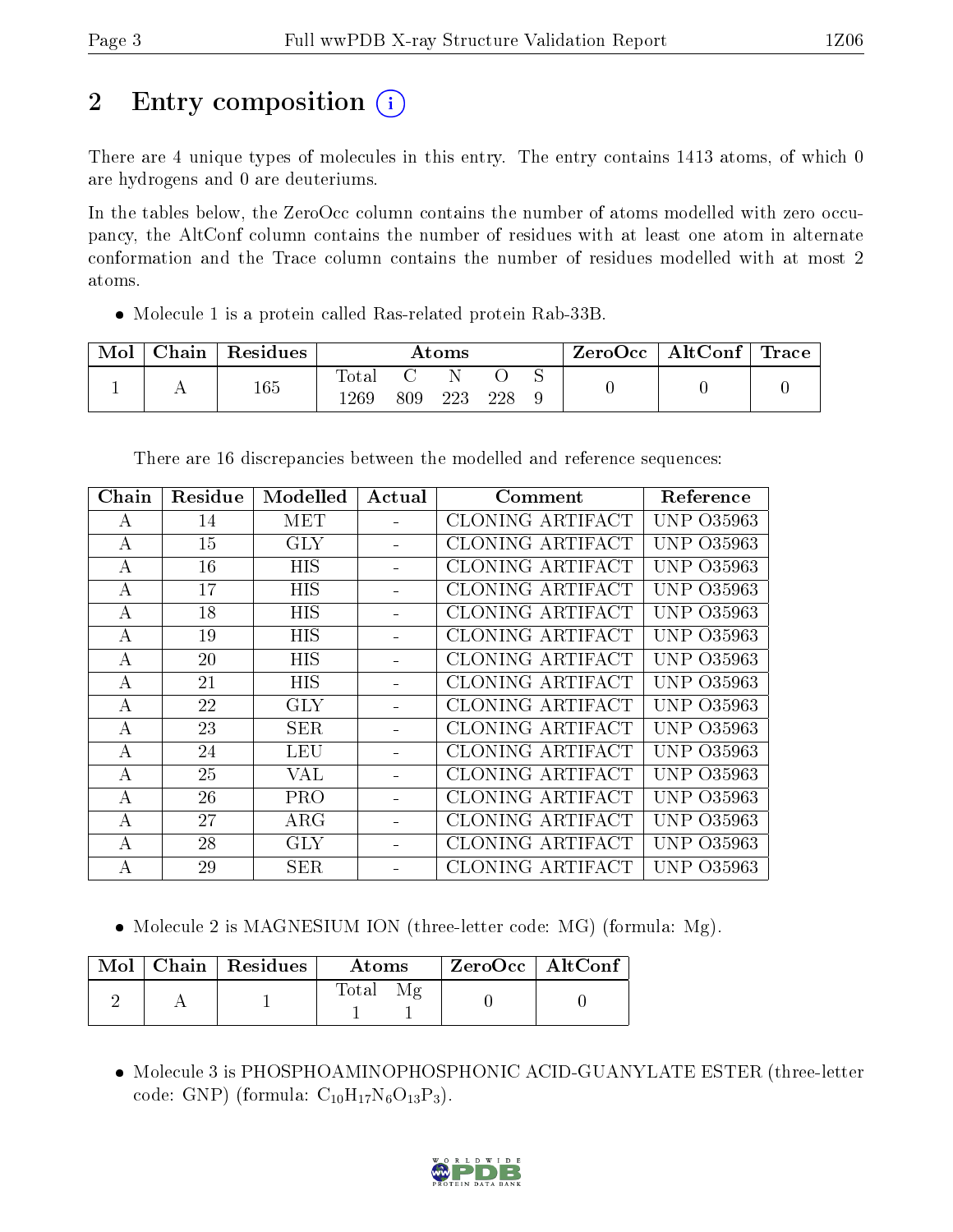# 2 Entry composition (i)

There are 4 unique types of molecules in this entry. The entry contains 1413 atoms, of which 0 are hydrogens and 0 are deuteriums.

In the tables below, the ZeroOcc column contains the number of atoms modelled with zero occupancy, the AltConf column contains the number of residues with at least one atom in alternate conformation and the Trace column contains the number of residues modelled with at most 2 atoms.

- Molecule 1 is a protein called Ras-related protein Rab-33B.

| Mol | Chain | Residues | Atoms | | | | | ZeroOcc | AltConf | Trace |
|---|---|---|---|---|---|---|---|---|---|---|
| 1 | A | 165 | Total<br>1269 | C<br>809 | N<br>223 | O<br>228 | S<br>9 | 0 | 0 | 0 |

There are 16 discrepancies between the modelled and reference sequences:

| Chain | Residue | Modelled | Actual | Comment | Reference |
|---|---|---|---|---|---|
| A | 14 | MET | - | CLONING ARTIFACT | UNP O35963 |
| A | 15 | GLY | - | CLONING ARTIFACT | UNP O35963 |
| A | 16 | HIS | - | CLONING ARTIFACT | UNP O35963 |
| A | 17 | HIS | - | CLONING ARTIFACT | UNP O35963 |
| A | 18 | HIS | - | CLONING ARTIFACT | UNP O35963 |
| A | 19 | HIS | - | CLONING ARTIFACT | UNP O35963 |
| A | 20 | HIS | - | CLONING ARTIFACT | UNP O35963 |
| A | 21 | HIS | - | CLONING ARTIFACT | UNP O35963 |
| A | 22 | GLY | - | CLONING ARTIFACT | UNP O35963 |
| A | 23 | SER | - | CLONING ARTIFACT | UNP O35963 |
| A | 24 | LEU | - | CLONING ARTIFACT | UNP O35963 |
| A | 25 | VAL | - | CLONING ARTIFACT | UNP O35963 |
| A | 26 | PRO | - | CLONING ARTIFACT | UNP O35963 |
| A | 27 | ARG | - | CLONING ARTIFACT | UNP O35963 |
| A | 28 | GLY | - | CLONING ARTIFACT | UNP O35963 |
| A | 29 | SER | - | CLONING ARTIFACT | UNP O35963 |

- Molecule 2 is MAGNESIUM ION (three-letter code: MG) (formula: Mg).

| Mol | Chain | Residues | Atoms | | ZeroOcc | AltConf |
|---|---|---|---|---|---|---|
| 2 | A | 1 | Total<br>1 | Mg<br>1 | 0 | 0 |

- Molecule 3 is PHOSPHOAMINOPHOSPHONIC ACID-GUANYLATE ESTER (three-letter code: GNP) (formula: $C_{10}H_{17}N_6O_{13}P_3$).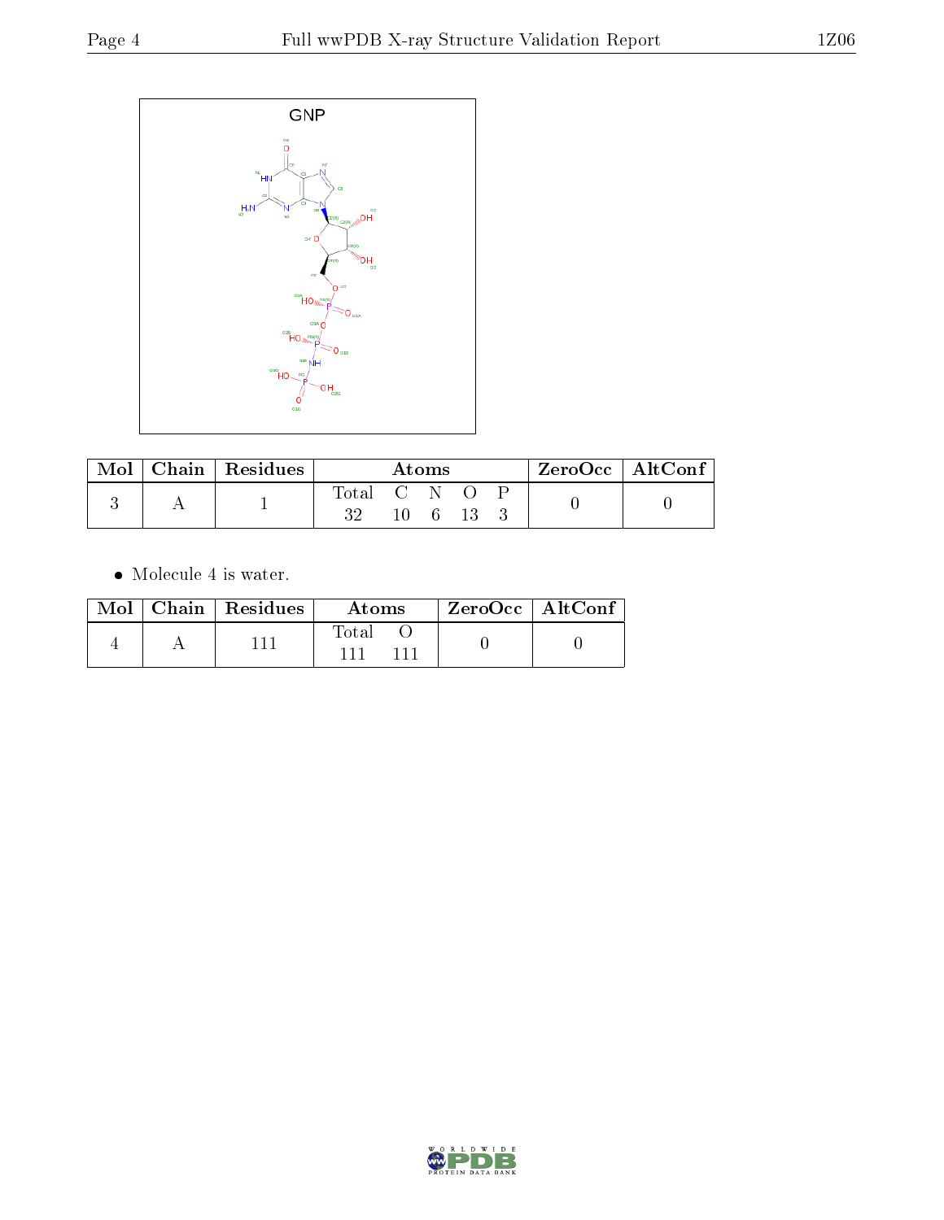| Mol | Chain | Residues | Atoms | | | | | ZeroOcc | AltConf |
|---|---|---|---|---|---|---|---|---|---|
| | | | Total | C | N | O | P | | |
| 3 | A | 1 | 32 | 10 | 6 | 13 | 3 | 0 | 0 |

- Molecule 4 is water.

| Mol | Chain | Residues | Atoms | | ZeroOcc | AltConf |
|---|---|---|---|---|---|---|
| | | | Total | O | | |
| 4 | A | 111 | 111 | 111 | 0 | 0 |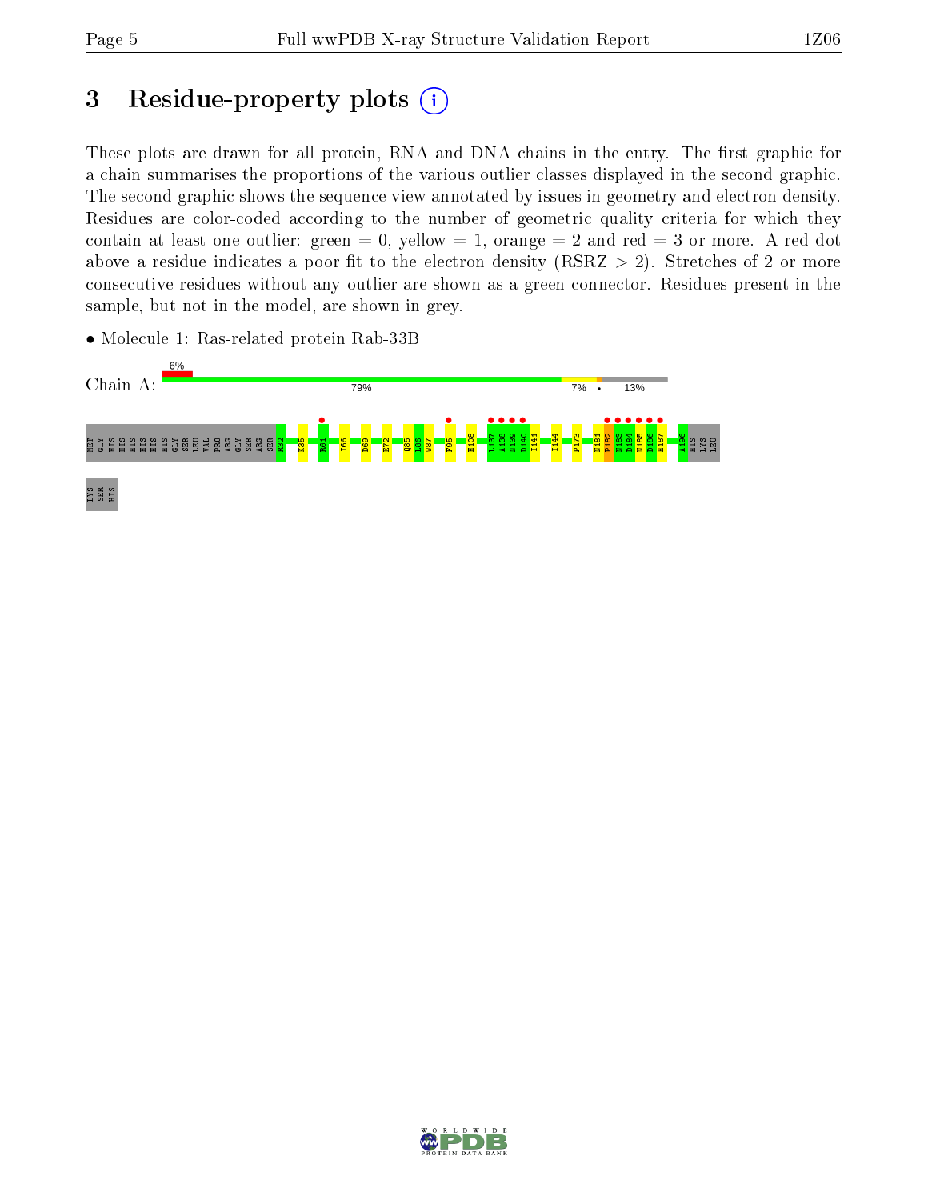# 3 Residue-property plots

These plots are drawn for all protein, RNA and DNA chains in the entry. The first graphic for a chain summarises the proportions of the various outlier classes displayed in the second graphic. The second graphic shows the sequence view annotated by issues in geometry and electron density. Residues are color-coded according to the number of geometric quality criteria for which they contain at least one outlier: green = 0, yellow = 1, orange = 2 and red = 3 or more. A red dot above a residue indicates a poor fit to the electron density (RSRZ > 2). Stretches of 2 or more consecutive residues without any outlier are shown as a green connector. Residues present in the sample, but not in the model, are shown in grey.

- Molecule 1: Ras-related protein Rab-33B

Chain A: 6% | 79% | 7% | • | 13%

MET GLY HIS HIS HIS HIS HIS HIS GLY SER LEU VAL PRO ARG GLY SER ARG SER R32 K35 R61 I66 D69 E72 Q85 L86 W87 F95 H108 L137 A138 N139 D140 I141 I144 P173 N181 P182 N183 D184 N185 D186 H187 A196 HIS LYS LEU LYS SER HIS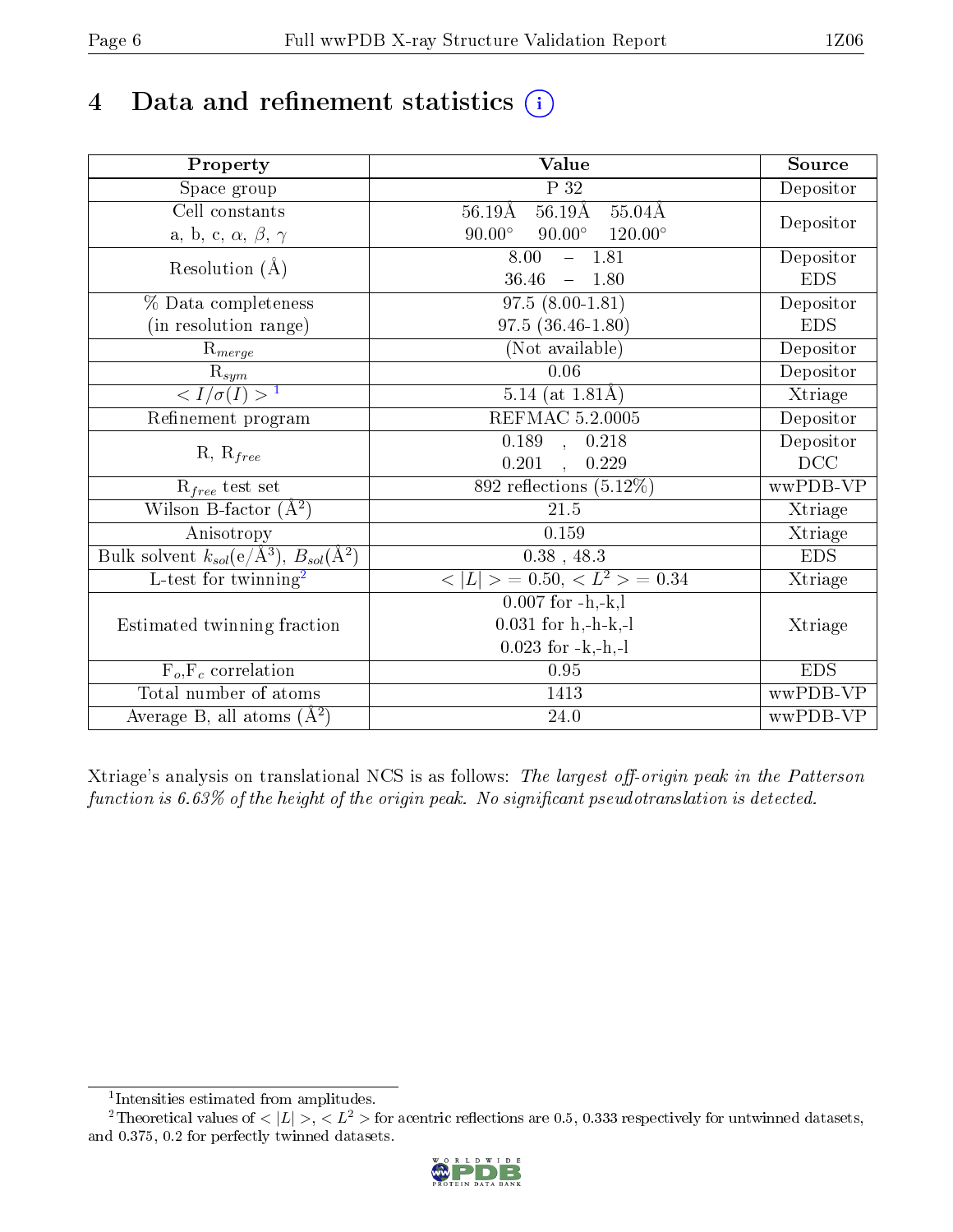# 4 Data and refinement statistics

| Property | Value | Source |
|---|---|---|
| Space group | P 32 | Depositor |
| Cell constants<br>a, b, c, $\alpha$, $\beta$, $\gamma$ | 56.19Å 56.19Å 55.04Å<br>90.00° 90.00° 120.00° | Depositor |
| Resolution (Å) | 8.00 – 1.81<br>36.46 – 1.80 | Depositor<br>EDS |
| % Data completeness<br>(in resolution range) | 97.5 (8.00-1.81)<br>97.5 (36.46-1.80) | Depositor<br>EDS |
| $R_{merge}$ | (Not available) | Depositor |
| $R_{sym}$ | 0.06 | Depositor |
| $< I/\sigma(I) >$ [1] | 5.14 (at 1.81Å) | Xtriage |
| Refinement program | REFMAC 5.2.0005 | Depositor |
| R, $R_{free}$ | 0.189 , 0.218<br>0.201 , 0.229 | Depositor<br>DCC |
| $R_{free}$ test set | 892 reflections (5.12%) | wwPDB-VP |
| Wilson B-factor (Å$^2$) | 21.5 | Xtriage |
| Anisotropy | 0.159 | Xtriage |
| Bulk solvent $k_{sol}$(e/Å$^3$), $B_{sol}$(Å$^2$) | 0.38 , 48.3 | EDS |
| L-test for twinning[2] | $< \|L\| > = 0.50$, $< L^2 > = 0.34$ | Xtriage |
| Estimated twinning fraction | 0.007 for -h,-k,l<br>0.031 for h,-h-k,-l<br>0.023 for -k,-h,-l | Xtriage |
| $F_o$,$F_c$ correlation | 0.95 | EDS |
| Total number of atoms | 1413 | wwPDB-VP |
| Average B, all atoms (Å$^2$) | 24.0 | wwPDB-VP |

Xtriage's analysis on translational NCS is as follows: *The largest off-origin peak in the Patterson function is 6.63% of the height of the origin peak. No significant pseudotranslation is detected.*

[1] Intensities estimated from amplitudes.

[2] Theoretical values of $< |L| >$, $< L^2 >$ for acentric reflections are 0.5, 0.333 respectively for untwinned datasets, and 0.375, 0.2 for perfectly twinned datasets.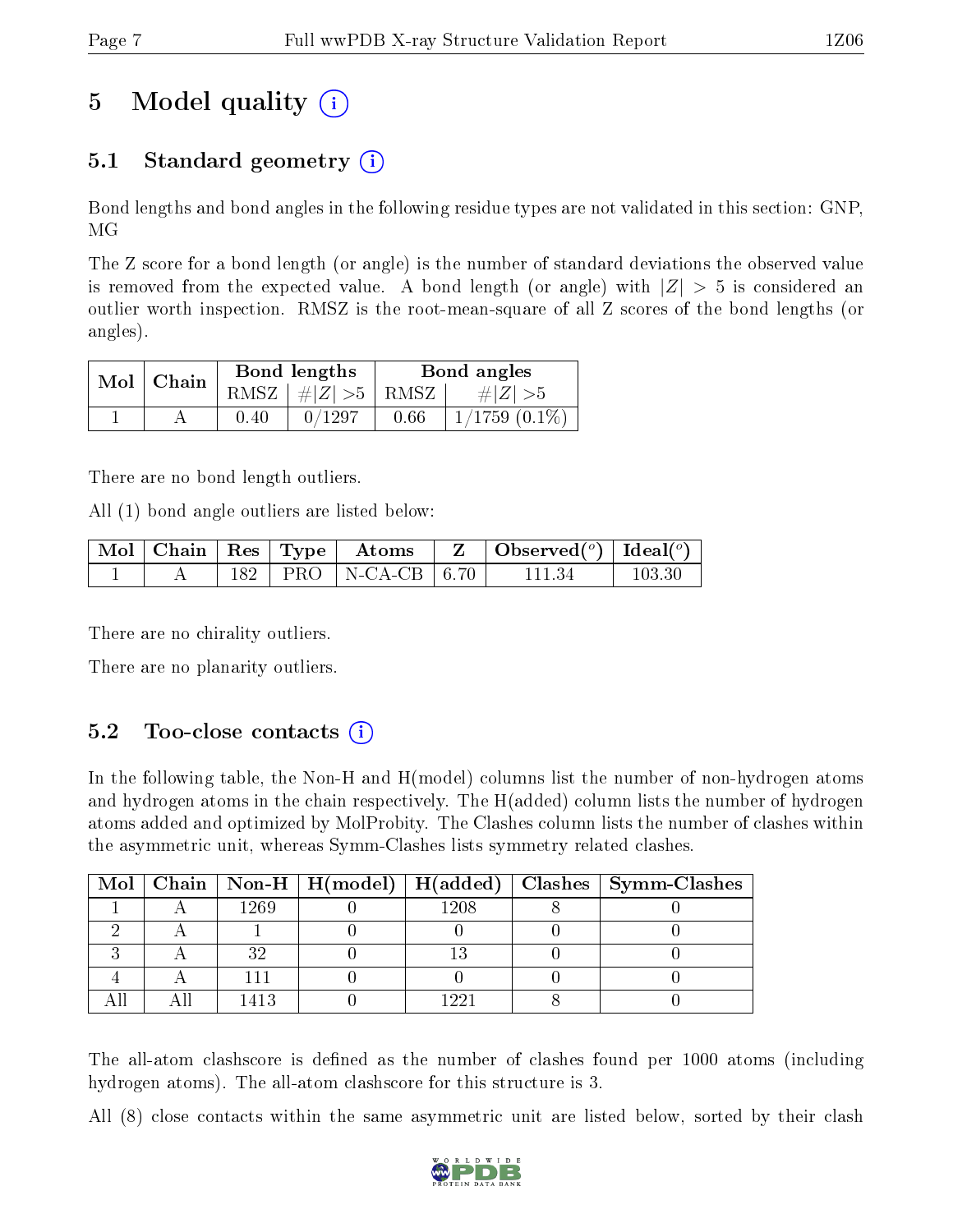# 5 Model quality (i)

## 5.1 Standard geometry (i)

Bond lengths and bond angles in the following residue types are not validated in this section: GNP, MG

The Z score for a bond length (or angle) is the number of standard deviations the observed value is removed from the expected value. A bond length (or angle) with $|Z| > 5$ is considered an outlier worth inspection. RMSZ is the root-mean-square of all Z scores of the bond lengths (or angles).

| Mol | Chain | Bond lengths | | Bond angles | |
|---|---|---|---|---|---|
| | | RMSZ | #\|Z\| >5 | RMSZ | #\|Z\| >5 |
| 1 | A | 0.40 | 0/1297 | 0.66 | 1/1759 (0.1%) |

There are no bond length outliers.

All (1) bond angle outliers are listed below:

| Mol | Chain | Res | Type | Atoms | Z | Observed(°) | Ideal(°) |
|---|---|---|---|---|---|---|---|
| 1 | A | 182 | PRO | N-CA-CB | 6.70 | 111.34 | 103.30 |

There are no chirality outliers.

There are no planarity outliers.

## 5.2 Too-close contacts (i)

In the following table, the Non-H and H(model) columns list the number of non-hydrogen atoms and hydrogen atoms in the chain respectively. The H(added) column lists the number of hydrogen atoms added and optimized by MolProbity. The Clashes column lists the number of clashes within the asymmetric unit, whereas Symm-Clashes lists symmetry related clashes.

| Mol | Chain | Non-H | H(model) | H(added) | Clashes | Symm-Clashes |
|---|---|---|---|---|---|---|
| 1 | A | 1269 | 0 | 1208 | 8 | 0 |
| 2 | A | 1 | 0 | 0 | 0 | 0 |
| 3 | A | 32 | 0 | 13 | 0 | 0 |
| 4 | A | 111 | 0 | 0 | 0 | 0 |
| All | All | 1413 | 0 | 1221 | 8 | 0 |

The all-atom clashscore is defined as the number of clashes found per 1000 atoms (including hydrogen atoms). The all-atom clashscore for this structure is 3.

All (8) close contacts within the same asymmetric unit are listed below, sorted by their clash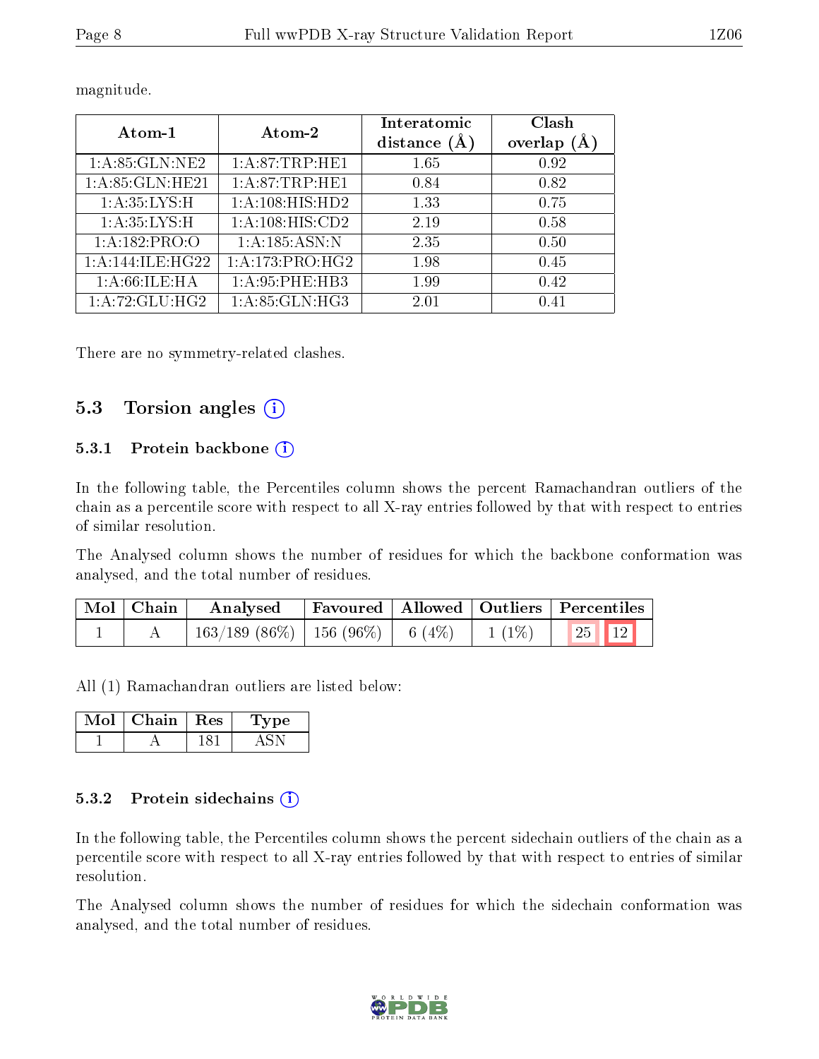magnitude.

| Atom-1 | Atom-2 | Interatomic distance (Å) | Clash overlap (Å) |
|---|---|---|---|
| 1:A:85:GLN:NE2 | 1:A:87:TRP:HE1 | 1.65 | 0.92 |
| 1:A:85:GLN:HE21 | 1:A:87:TRP:HE1 | 0.84 | 0.82 |
| 1:A:35:LYS:H | 1:A:108:HIS:HD2 | 1.33 | 0.75 |
| 1:A:35:LYS:H | 1:A:108:HIS:CD2 | 2.19 | 0.58 |
| 1:A:182:PRO:O | 1:A:185:ASN:N | 2.35 | 0.50 |
| 1:A:144:ILE:HG22 | 1:A:173:PRO:HG2 | 1.98 | 0.45 |
| 1:A:66:ILE:HA | 1:A:95:PHE:HB3 | 1.99 | 0.42 |
| 1:A:72:GLU:HG2 | 1:A:85:GLN:HG3 | 2.01 | 0.41 |

There are no symmetry-related clashes.

## 5.3 Torsion angles

### 5.3.1 Protein backbone

In the following table, the Percentiles column shows the percent Ramachandran outliers of the chain as a percentile score with respect to all X-ray entries followed by that with respect to entries of similar resolution.

The Analysed column shows the number of residues for which the backbone conformation was analysed, and the total number of residues.

| Mol | Chain | Analysed | Favoured | Allowed | Outliers | Percentiles | |
|---|---|---|---|---|---|---|---|
| 1 | A | 163/189 (86%) | 156 (96%) | 6 (4%) | 1 (1%) | 25 | 12 |

All (1) Ramachandran outliers are listed below:

| Mol | Chain | Res | Type |
|---|---|---|---|
| 1 | A | 181 | ASN |

### 5.3.2 Protein sidechains

In the following table, the Percentiles column shows the percent sidechain outliers of the chain as a percentile score with respect to all X-ray entries followed by that with respect to entries of similar resolution.

The Analysed column shows the number of residues for which the sidechain conformation was analysed, and the total number of residues.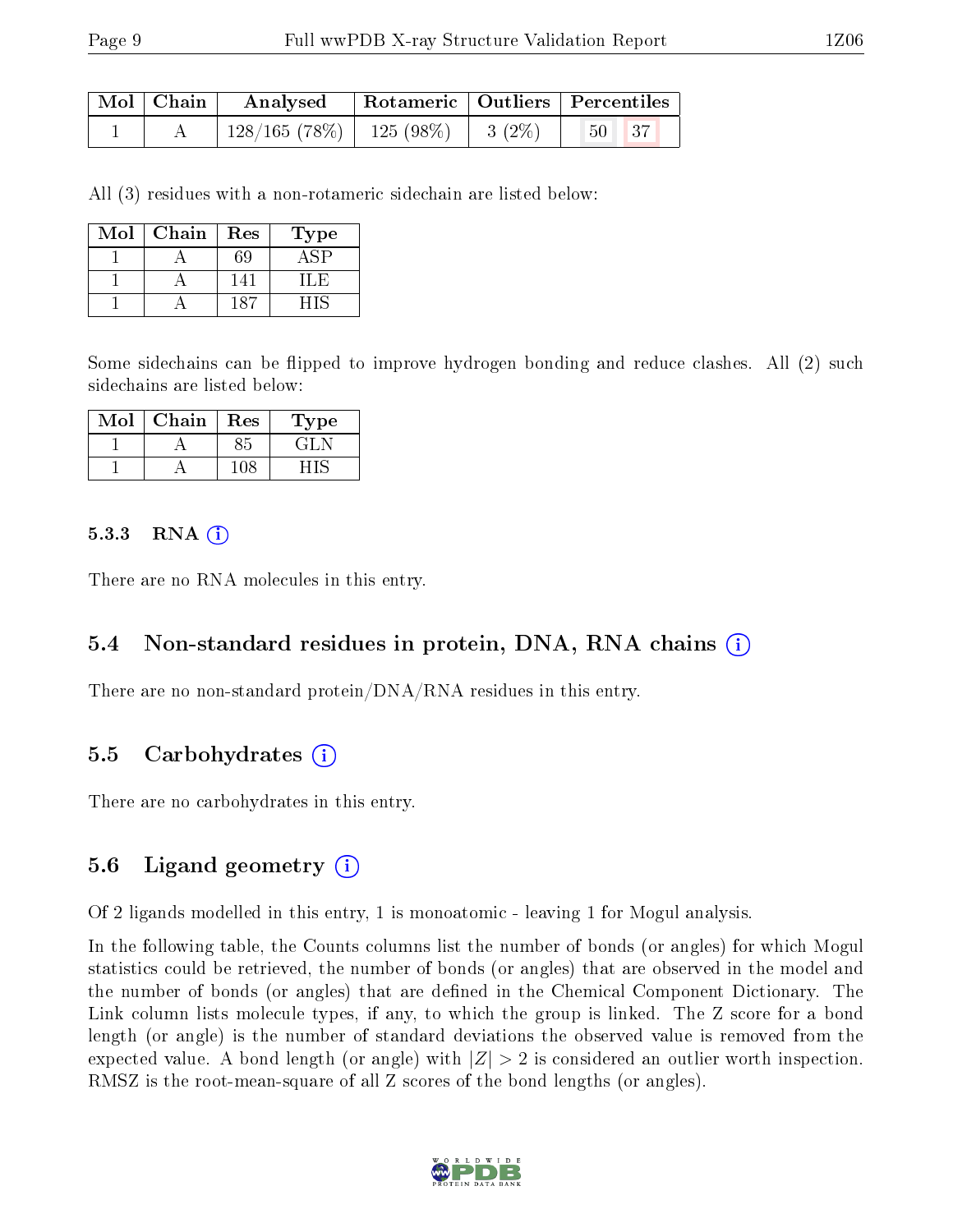| Mol | Chain | Analysed | Rotameric | Outliers | Percentiles | |
|---|---|---|---|---|---|---|
| 1 | A | 128/165 (78%) | 125 (98%) | 3 (2%) | 50 | 37 |

All (3) residues with a non-rotameric sidechain are listed below:

| Mol | Chain | Res | Type |
|---|---|---|---|
| 1 | A | 69 | ASP |
| 1 | A | 141 | ILE |
| 1 | A | 187 | HIS |

Some sidechains can be flipped to improve hydrogen bonding and reduce clashes. All (2) such sidechains are listed below:

| Mol | Chain | Res | Type |
|---|---|---|---|
| 1 | A | 85 | GLN |
| 1 | A | 108 | HIS |

#### 5.3.3 RNA (i)

There are no RNA molecules in this entry.

### 5.4 Non-standard residues in protein, DNA, RNA chains (i)

There are no non-standard protein/DNA/RNA residues in this entry.

### 5.5 Carbohydrates (i)

There are no carbohydrates in this entry.

### 5.6 Ligand geometry (i)

Of 2 ligands modelled in this entry, 1 is monoatomic - leaving 1 for Mogul analysis.

In the following table, the Counts columns list the number of bonds (or angles) for which Mogul statistics could be retrieved, the number of bonds (or angles) that are observed in the model and the number of bonds (or angles) that are defined in the Chemical Component Dictionary. The Link column lists molecule types, if any, to which the group is linked. The Z score for a bond length (or angle) is the number of standard deviations the observed value is removed from the expected value. A bond length (or angle) with $|Z| > 2$ is considered an outlier worth inspection. RMSZ is the root-mean-square of all Z scores of the bond lengths (or angles).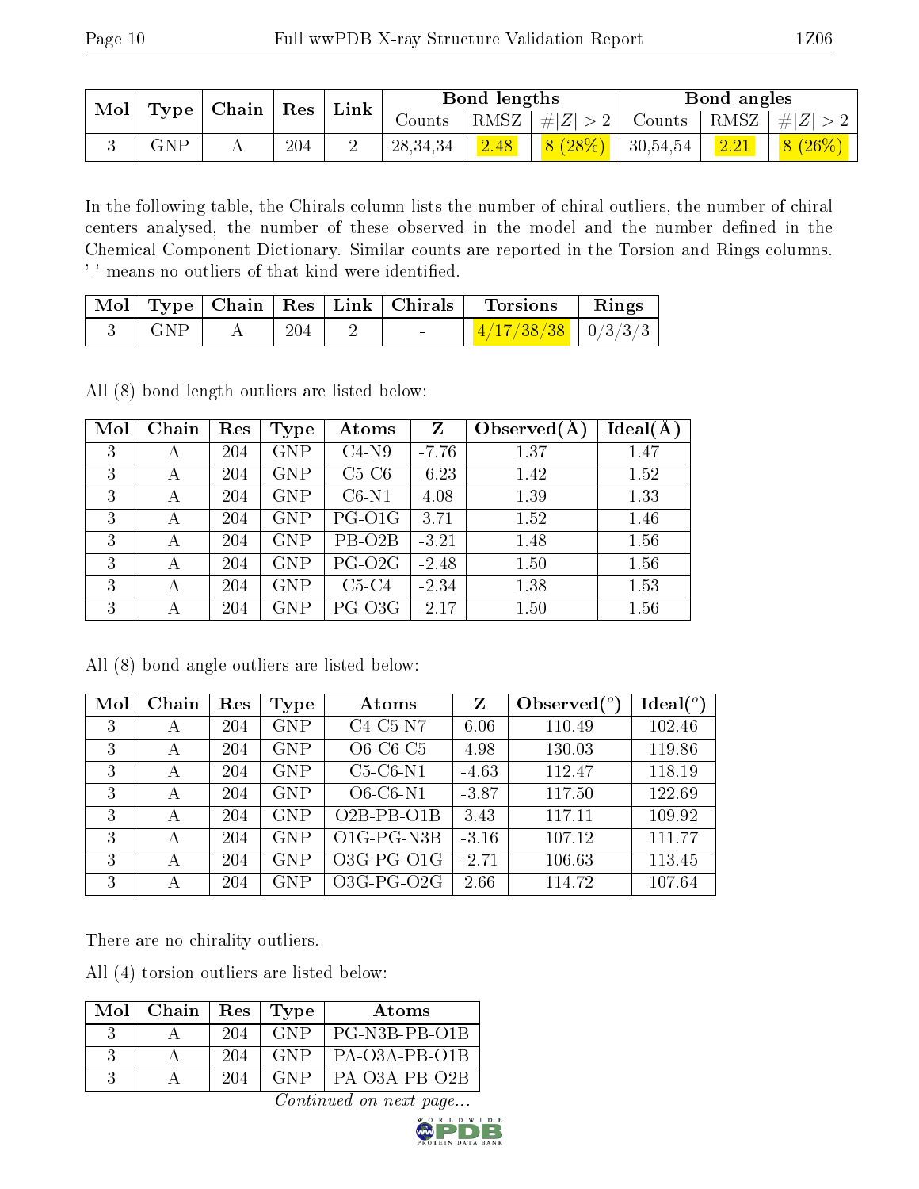| Mol | Type | Chain | Res | Link | Bond lengths | | | Bond angles | | |
|---|---|---|---|---|---|---|---|---|---|---|
| | | | | | Counts | RMSZ | #\|Z\| > 2 | Counts | RMSZ | #\|Z\| > 2 |
| 3 | GNP | A | 204 | 2 | 28,34,34 | 2.48 | 8 (28%) | 30,54,54 | 2.21 | 8 (26%) |

In the following table, the Chirals column lists the number of chiral outliers, the number of chiral centers analysed, the number of these observed in the model and the number defined in the Chemical Component Dictionary. Similar counts are reported in the Torsion and Rings columns. '-' means no outliers of that kind were identified.

| Mol | Type | Chain | Res | Link | Chirals | Torsions | Rings |
|---|---|---|---|---|---|---|---|
| 3 | GNP | A | 204 | 2 | - | 4/17/38/38 | 0/3/3/3 |

All (8) bond length outliers are listed below:

| Mol | Chain | Res | Type | Atoms | Z | Observed(Å) | Ideal(Å) |
|---|---|---|---|---|---|---|---|
| 3 | A | 204 | GNP | C4-N9 | -7.76 | 1.37 | 1.47 |
| 3 | A | 204 | GNP | C5-C6 | -6.23 | 1.42 | 1.52 |
| 3 | A | 204 | GNP | C6-N1 | 4.08 | 1.39 | 1.33 |
| 3 | A | 204 | GNP | PG-O1G | 3.71 | 1.52 | 1.46 |
| 3 | A | 204 | GNP | PB-O2B | -3.21 | 1.48 | 1.56 |
| 3 | A | 204 | GNP | PG-O2G | -2.48 | 1.50 | 1.56 |
| 3 | A | 204 | GNP | C5-C4 | -2.34 | 1.38 | 1.53 |
| 3 | A | 204 | GNP | PG-O3G | -2.17 | 1.50 | 1.56 |

All (8) bond angle outliers are listed below:

| Mol | Chain | Res | Type | Atoms | Z | Observed($^o$) | Ideal($^o$) |
|---|---|---|---|---|---|---|---|
| 3 | A | 204 | GNP | C4-C5-N7 | 6.06 | 110.49 | 102.46 |
| 3 | A | 204 | GNP | O6-C6-C5 | 4.98 | 130.03 | 119.86 |
| 3 | A | 204 | GNP | C5-C6-N1 | -4.63 | 112.47 | 118.19 |
| 3 | A | 204 | GNP | O6-C6-N1 | -3.87 | 117.50 | 122.69 |
| 3 | A | 204 | GNP | O2B-PB-O1B | 3.43 | 117.11 | 109.92 |
| 3 | A | 204 | GNP | O1G-PG-N3B | -3.16 | 107.12 | 111.77 |
| 3 | A | 204 | GNP | O3G-PG-O1G | -2.71 | 106.63 | 113.45 |
| 3 | A | 204 | GNP | O3G-PG-O2G | 2.66 | 114.72 | 107.64 |

There are no chirality outliers.

All (4) torsion outliers are listed below:

| Mol | Chain | Res | Type | Atoms |
|---|---|---|---|---|
| 3 | A | 204 | GNP | PG-N3B-PB-O1B |
| 3 | A | 204 | GNP | PA-O3A-PB-O1B |
| 3 | A | 204 | GNP | PA-O3A-PB-O2B |

*Continued on next page...*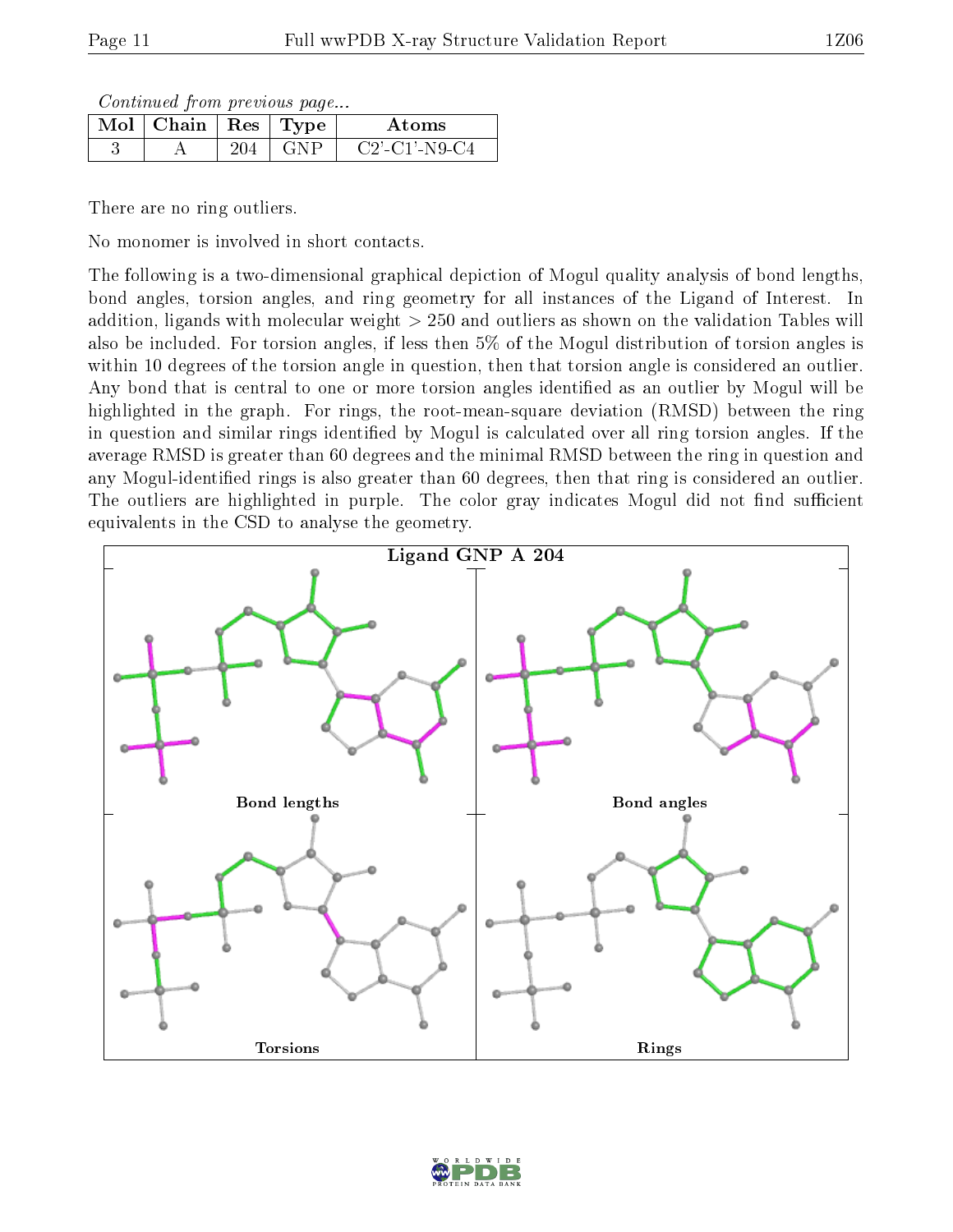*Continued from previous page...*

| Mol | Chain | Res | Type | Atoms |
|---|---|---|---|---|
| 3 | A | 204 | GNP | C2'-C1'-N9-C4 |

There are no ring outliers.

No monomer is involved in short contacts.

The following is a two-dimensional graphical depiction of Mogul quality analysis of bond lengths, bond angles, torsion angles, and ring geometry for all instances of the Ligand of Interest. In addition, ligands with molecular weight > 250 and outliers as shown on the validation Tables will also be included. For torsion angles, if less then 5% of the Mogul distribution of torsion angles is within 10 degrees of the torsion angle in question, then that torsion angle is considered an outlier. Any bond that is central to one or more torsion angles identified as an outlier by Mogul will be highlighted in the graph. For rings, the root-mean-square deviation (RMSD) between the ring in question and similar rings identified by Mogul is calculated over all ring torsion angles. If the average RMSD is greater than 60 degrees and the minimal RMSD between the ring in question and any Mogul-identified rings is also greater than 60 degrees, then that ring is considered an outlier. The outliers are highlighted in purple. The color gray indicates Mogul did not find sufficient equivalents in the CSD to analyse the geometry.

**Ligand GNP A 204**

Bond lengths

Bond angles

Torsions

Rings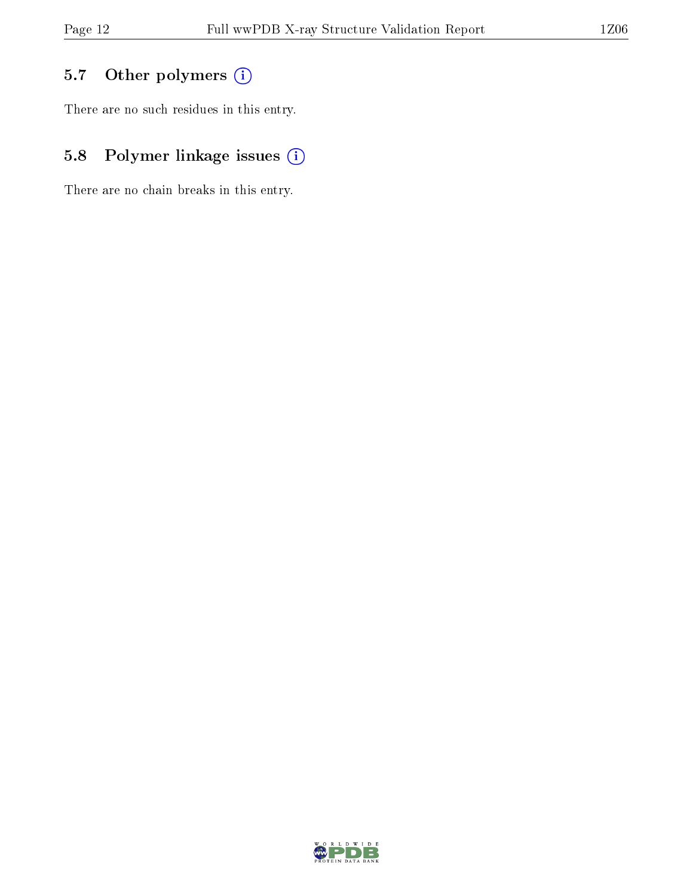### 5.7 Other polymers

There are no such residues in this entry.

### 5.8 Polymer linkage issues

There are no chain breaks in this entry.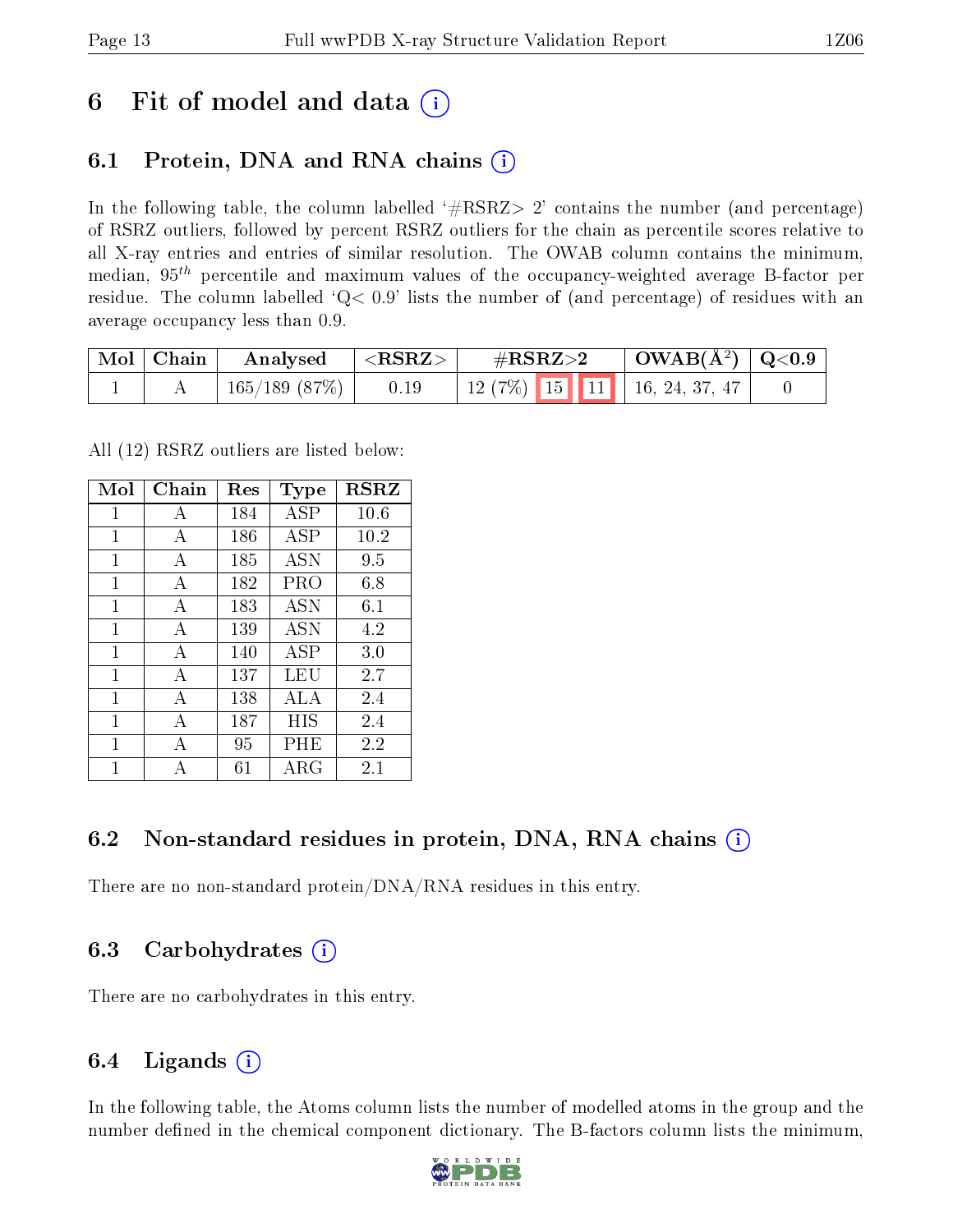# 6 Fit of model and data

## 6.1 Protein, DNA and RNA chains

In the following table, the column labelled '#RSRZ> 2' contains the number (and percentage) of RSRZ outliers, followed by percent RSRZ outliers for the chain as percentile scores relative to all X-ray entries and entries of similar resolution. The OWAB column contains the minimum, median, $95^{th}$ percentile and maximum values of the occupancy-weighted average B-factor per residue. The column labelled 'Q< 0.9' lists the number of (and percentage) of residues with an average occupancy less than 0.9.

| Mol | Chain | Analysed | <RSRZ> | #RSRZ>2 | | | OWAB(Å$^2$) | Q<0.9 |
|---|---|---|---|---|---|---|---|---|
| 1 | A | 165/189 (87%) | 0.19 | 12 (7%) | 15 | 11 | 16, 24, 37, 47 | 0 |

All (12) RSRZ outliers are listed below:

| Mol | Chain | Res | Type | RSRZ |
|---|---|---|---|---|
| 1 | A | 184 | ASP | 10.6 |
| 1 | A | 186 | ASP | 10.2 |
| 1 | A | 185 | ASN | 9.5 |
| 1 | A | 182 | PRO | 6.8 |
| 1 | A | 183 | ASN | 6.1 |
| 1 | A | 139 | ASN | 4.2 |
| 1 | A | 140 | ASP | 3.0 |
| 1 | A | 137 | LEU | 2.7 |
| 1 | A | 138 | ALA | 2.4 |
| 1 | A | 187 | HIS | 2.4 |
| 1 | A | 95 | PHE | 2.2 |
| 1 | A | 61 | ARG | 2.1 |

## 6.2 Non-standard residues in protein, DNA, RNA chains

There are no non-standard protein/DNA/RNA residues in this entry.

## 6.3 Carbohydrates

There are no carbohydrates in this entry.

## 6.4 Ligands

In the following table, the Atoms column lists the number of modelled atoms in the group and the number defined in the chemical component dictionary. The B-factors column lists the minimum,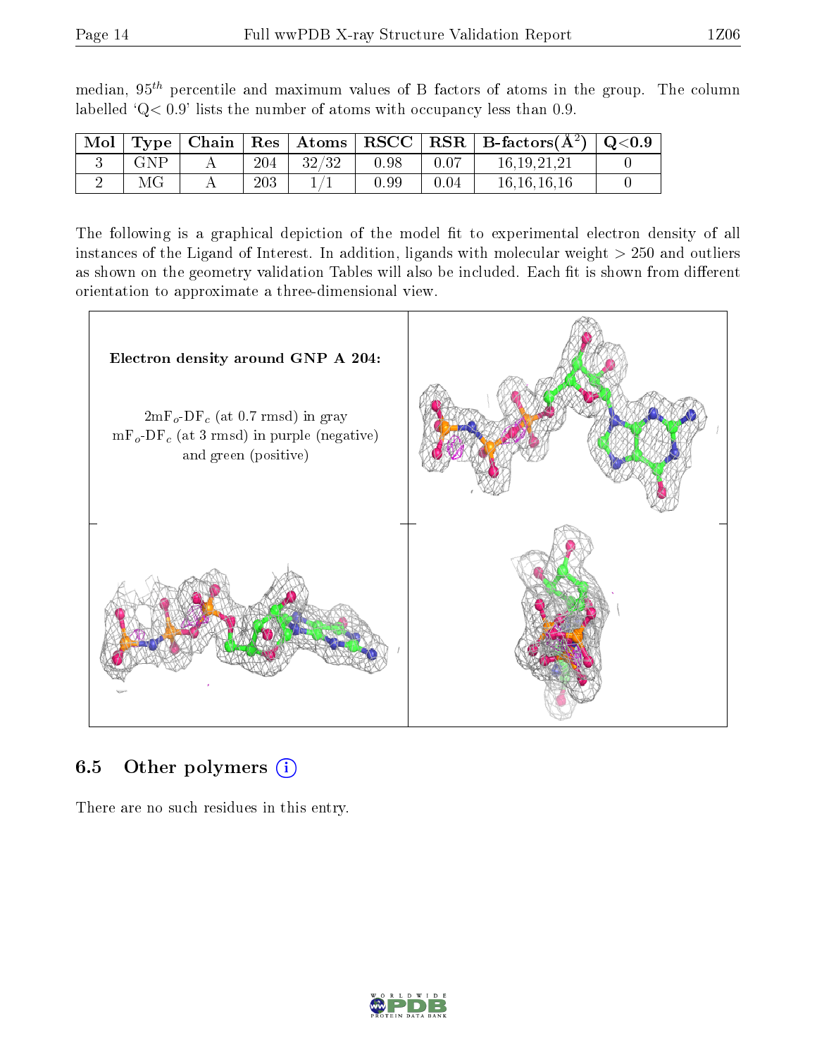median, $95^{th}$ percentile and maximum values of B factors of atoms in the group. The column labelled 'Q< 0.9' lists the number of atoms with occupancy less than 0.9.

| Mol | Type | Chain | Res | Atoms | RSCC | RSR | B-factors($\AA^2$) | Q<0.9 |
|---|---|---|---|---|---|---|---|---|
| 3 | GNP | A | 204 | 32/32 | 0.98 | 0.07 | 16,19,21,21 | 0 |
| 2 | MG | A | 203 | 1/1 | 0.99 | 0.04 | 16,16,16,16 | 0 |

The following is a graphical depiction of the model fit to experimental electron density of all instances of the Ligand of Interest. In addition, ligands with molecular weight > 250 and outliers as shown on the geometry validation Tables will also be included. Each fit is shown from different orientation to approximate a three-dimensional view.

**Electron density around GNP A 204:**

$2mF_o$-$DF_c$ (at 0.7 rmsd) in gray
$mF_o$-$DF_c$ (at 3 rmsd) in purple (negative) and green (positive)

## 6.5 Other polymers

There are no such residues in this entry.